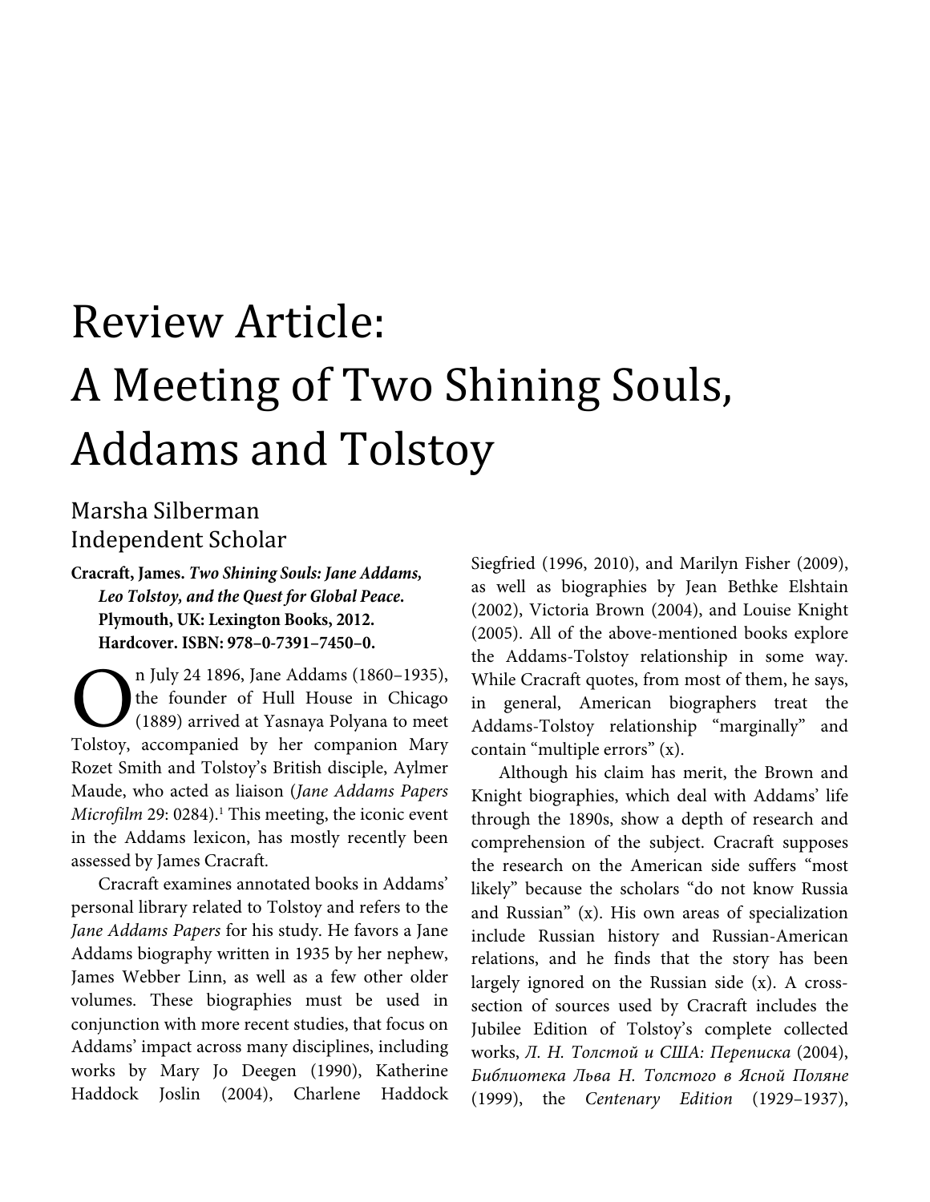# Review Article: A Meeting of Two Shining Souls, Addams and Tolstoy

Marsha Silberman
Independent Scholar

**Cracraft, James. *Two Shining Souls: Jane Addams, Leo Tolstoy, and the Quest for Global Peace.* Plymouth, UK: Lexington Books, 2012. Hardcover. ISBN: 978–0-7391–7450–0.**

On July 24 1896, Jane Addams (1860–1935), the founder of Hull House in Chicago (1889) arrived at Yasnaya Polyana to meet Tolstoy, accompanied by her companion Mary Rozet Smith and Tolstoy's British disciple, Aylmer Maude, who acted as liaison (*Jane Addams Papers Microfilm* 29: 0284).[1] This meeting, the iconic event in the Addams lexicon, has mostly recently been assessed by James Cracraft.

Cracraft examines annotated books in Addams' personal library related to Tolstoy and refers to the *Jane Addams Papers* for his study. He favors a Jane Addams biography written in 1935 by her nephew, James Webber Linn, as well as a few other older volumes. These biographies must be used in conjunction with more recent studies, that focus on Addams' impact across many disciplines, including works by Mary Jo Deegen (1990), Katherine Haddock Joslin (2004), Charlene Haddock Siegfried (1996, 2010), and Marilyn Fisher (2009), as well as biographies by Jean Bethke Elshtain (2002), Victoria Brown (2004), and Louise Knight (2005). All of the above-mentioned books explore the Addams-Tolstoy relationship in some way. While Cracraft quotes, from most of them, he says, in general, American biographers treat the Addams-Tolstoy relationship "marginally" and contain "multiple errors" (x).

Although his claim has merit, the Brown and Knight biographies, which deal with Addams' life through the 1890s, show a depth of research and comprehension of the subject. Cracraft supposes the research on the American side suffers "most likely" because the scholars "do not know Russia and Russian" (x). His own areas of specialization include Russian history and Russian-American relations, and he finds that the story has been largely ignored on the Russian side (x). A cross-section of sources used by Cracraft includes the Jubilee Edition of Tolstoy's complete collected works, *Л. Н. Толстой и США: Переписка* (2004), *Библиотека Льва Н. Толстого в Ясной Поляне* (1999), the *Centenary Edition* (1929–1937),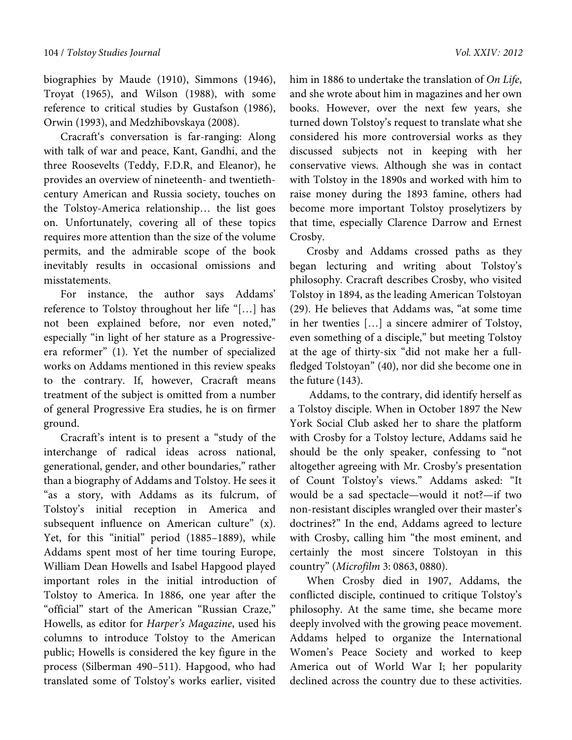biographies by Maude (1910), Simmons (1946), Troyat (1965), and Wilson (1988), with some reference to critical studies by Gustafson (1986), Orwin (1993), and Medzhibovskaya (2008).

Cracraft's conversation is far-ranging: Along with talk of war and peace, Kant, Gandhi, and the three Roosevelts (Teddy, F.D.R, and Eleanor), he provides an overview of nineteenth- and twentieth-century American and Russia society, touches on the Tolstoy-America relationship… the list goes on. Unfortunately, covering all of these topics requires more attention than the size of the volume permits, and the admirable scope of the book inevitably results in occasional omissions and misstatements.

For instance, the author says Addams' reference to Tolstoy throughout her life "[…] has not been explained before, nor even noted," especially "in light of her stature as a Progressive-era reformer" (1). Yet the number of specialized works on Addams mentioned in this review speaks to the contrary. If, however, Cracraft means treatment of the subject is omitted from a number of general Progressive Era studies, he is on firmer ground.

Cracraft's intent is to present a "study of the interchange of radical ideas across national, generational, gender, and other boundaries," rather than a biography of Addams and Tolstoy. He sees it "as a story, with Addams as its fulcrum, of Tolstoy's initial reception in America and subsequent influence on American culture" (x). Yet, for this "initial" period (1885–1889), while Addams spent most of her time touring Europe, William Dean Howells and Isabel Hapgood played important roles in the initial introduction of Tolstoy to America. In 1886, one year after the "official" start of the American "Russian Craze," Howells, as editor for *Harper's Magazine*, used his columns to introduce Tolstoy to the American public; Howells is considered the key figure in the process (Silberman 490–511). Hapgood, who had translated some of Tolstoy's works earlier, visited him in 1886 to undertake the translation of *On Life*, and she wrote about him in magazines and her own books. However, over the next few years, she turned down Tolstoy's request to translate what she considered his more controversial works as they discussed subjects not in keeping with her conservative views. Although she was in contact with Tolstoy in the 1890s and worked with him to raise money during the 1893 famine, others had become more important Tolstoy proselytizers by that time, especially Clarence Darrow and Ernest Crosby.

Crosby and Addams crossed paths as they began lecturing and writing about Tolstoy's philosophy. Cracraft describes Crosby, who visited Tolstoy in 1894, as the leading American Tolstoyan (29). He believes that Addams was, "at some time in her twenties […] a sincere admirer of Tolstoy, even something of a disciple," but meeting Tolstoy at the age of thirty-six "did not make her a full-fledged Tolstoyan" (40), nor did she become one in the future (143).

Addams, to the contrary, did identify herself as a Tolstoy disciple. When in October 1897 the New York Social Club asked her to share the platform with Crosby for a Tolstoy lecture, Addams said he should be the only speaker, confessing to "not altogether agreeing with Mr. Crosby's presentation of Count Tolstoy's views." Addams asked: "It would be a sad spectacle—would it not?—if two non-resistant disciples wrangled over their master's doctrines?" In the end, Addams agreed to lecture with Crosby, calling him "the most eminent, and certainly the most sincere Tolstoyan in this country" (*Microfilm* 3: 0863, 0880).

When Crosby died in 1907, Addams, the conflicted disciple, continued to critique Tolstoy's philosophy. At the same time, she became more deeply involved with the growing peace movement. Addams helped to organize the International Women's Peace Society and worked to keep America out of World War I; her popularity declined across the country due to these activities.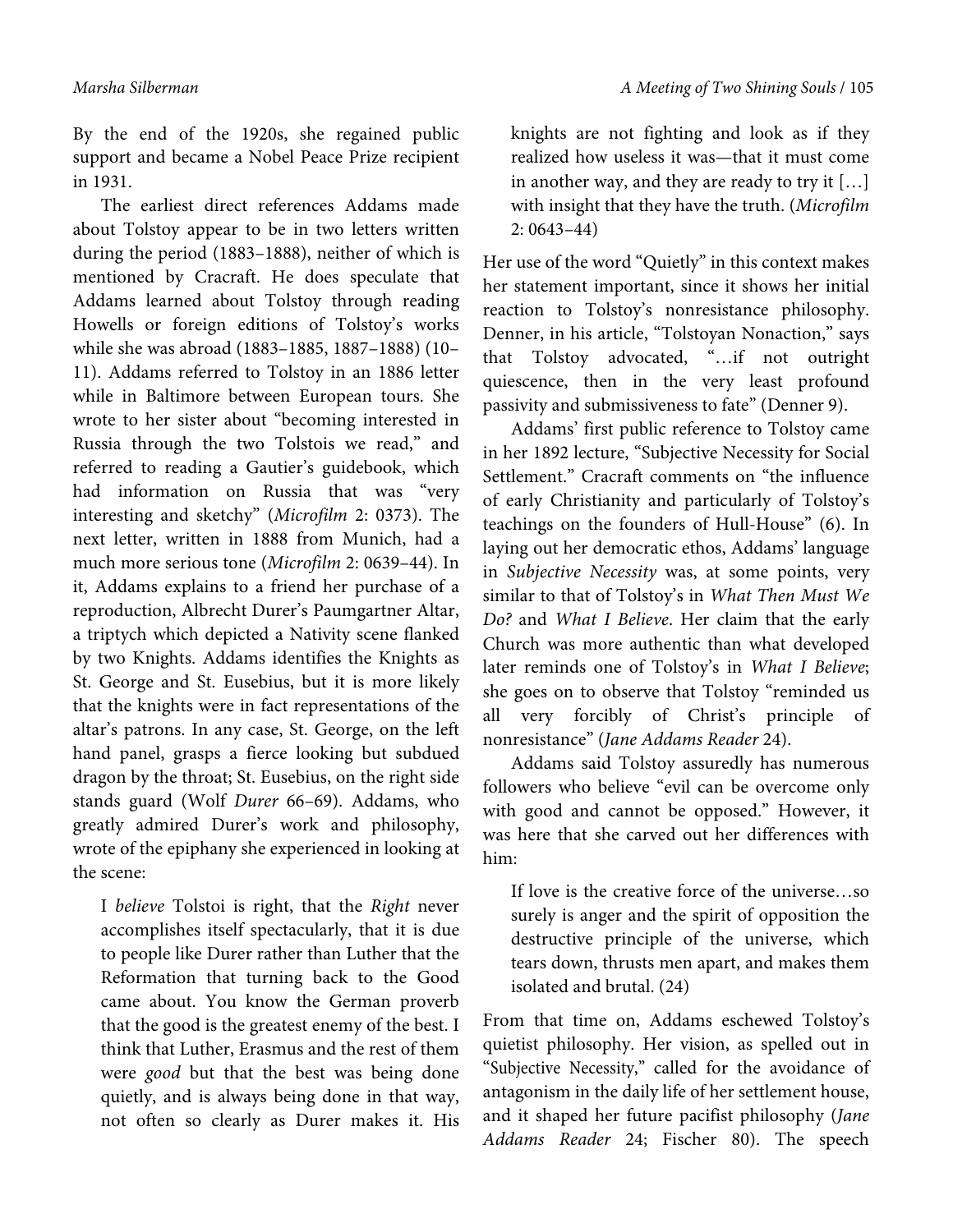By the end of the 1920s, she regained public support and became a Nobel Peace Prize recipient in 1931.

The earliest direct references Addams made about Tolstoy appear to be in two letters written during the period (1883–1888), neither of which is mentioned by Cracraft. He does speculate that Addams learned about Tolstoy through reading Howells or foreign editions of Tolstoy's works while she was abroad (1883–1885, 1887–1888) (10–11). Addams referred to Tolstoy in an 1886 letter while in Baltimore between European tours. She wrote to her sister about "becoming interested in Russia through the two Tolstois we read," and referred to reading a Gautier's guidebook, which had information on Russia that was "very interesting and sketchy" (*Microfilm* 2: 0373). The next letter, written in 1888 from Munich, had a much more serious tone (*Microfilm* 2: 0639–44). In it, Addams explains to a friend her purchase of a reproduction, Albrecht Durer's Paumgartner Altar, a triptych which depicted a Nativity scene flanked by two Knights. Addams identifies the Knights as St. George and St. Eusebius, but it is more likely that the knights were in fact representations of the altar's patrons. In any case, St. George, on the left hand panel, grasps a fierce looking but subdued dragon by the throat; St. Eusebius, on the right side stands guard (Wolf *Durer* 66–69). Addams, who greatly admired Durer's work and philosophy, wrote of the epiphany she experienced in looking at the scene:

> I *believe* Tolstoi is right, that the *Right* never accomplishes itself spectacularly, that it is due to people like Durer rather than Luther that the Reformation that turning back to the Good came about. You know the German proverb that the good is the greatest enemy of the best. I think that Luther, Erasmus and the rest of them were *good* but that the best was being done quietly, and is always being done in that way, not often so clearly as Durer makes it. His knights are not fighting and look as if they realized how useless it was—that it must come in another way, and they are ready to try it […] with insight that they have the truth. (*Microfilm* 2: 0643–44)

Her use of the word "Quietly" in this context makes her statement important, since it shows her initial reaction to Tolstoy's nonresistance philosophy. Denner, in his article, "Tolstoyan Nonaction," says that Tolstoy advocated, "…if not outright quiescence, then in the very least profound passivity and submissiveness to fate" (Denner 9).

Addams' first public reference to Tolstoy came in her 1892 lecture, "Subjective Necessity for Social Settlement." Cracraft comments on "the influence of early Christianity and particularly of Tolstoy's teachings on the founders of Hull-House" (6). In laying out her democratic ethos, Addams' language in *Subjective Necessity* was, at some points, very similar to that of Tolstoy's in *What Then Must We Do?* and *What I Believe*. Her claim that the early Church was more authentic than what developed later reminds one of Tolstoy's in *What I Believe*; she goes on to observe that Tolstoy "reminded us all very forcibly of Christ's principle of nonresistance" (*Jane Addams Reader* 24).

Addams said Tolstoy assuredly has numerous followers who believe "evil can be overcome only with good and cannot be opposed." However, it was here that she carved out her differences with him:

> If love is the creative force of the universe…so surely is anger and the spirit of opposition the destructive principle of the universe, which tears down, thrusts men apart, and makes them isolated and brutal. (24)

From that time on, Addams eschewed Tolstoy's quietist philosophy. Her vision, as spelled out in "Subjective Necessity," called for the avoidance of antagonism in the daily life of her settlement house, and it shaped her future pacifist philosophy (*Jane Addams Reader* 24; Fischer 80). The speech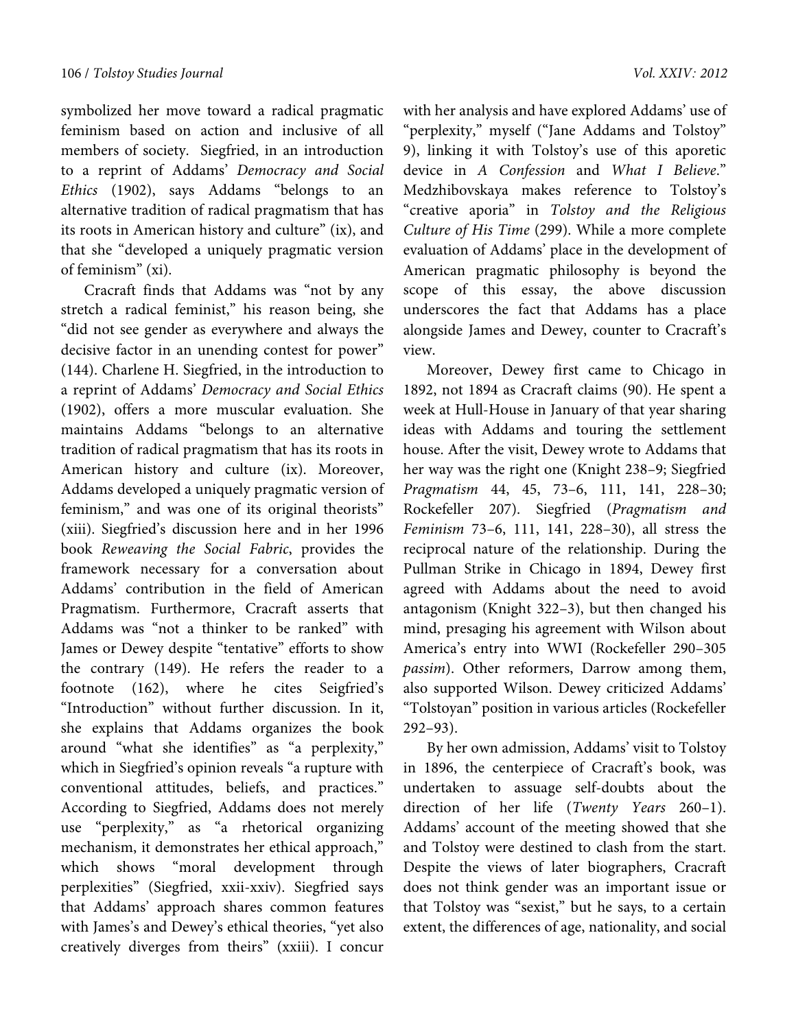symbolized her move toward a radical pragmatic feminism based on action and inclusive of all members of society. Siegfried, in an introduction to a reprint of Addams' *Democracy and Social Ethics* (1902), says Addams "belongs to an alternative tradition of radical pragmatism that has its roots in American history and culture" (ix), and that she "developed a uniquely pragmatic version of feminism" (xi).

Cracraft finds that Addams was "not by any stretch a radical feminist," his reason being, she "did not see gender as everywhere and always the decisive factor in an unending contest for power" (144). Charlene H. Siegfried, in the introduction to a reprint of Addams' *Democracy and Social Ethics* (1902), offers a more muscular evaluation. She maintains Addams "belongs to an alternative tradition of radical pragmatism that has its roots in American history and culture (ix). Moreover, Addams developed a uniquely pragmatic version of feminism," and was one of its original theorists" (xiii). Siegfried's discussion here and in her 1996 book *Reweaving the Social Fabric*, provides the framework necessary for a conversation about Addams' contribution in the field of American Pragmatism. Furthermore, Cracraft asserts that Addams was "not a thinker to be ranked" with James or Dewey despite "tentative" efforts to show the contrary (149). He refers the reader to a footnote (162), where he cites Seigfried's "Introduction" without further discussion. In it, she explains that Addams organizes the book around "what she identifies" as "a perplexity," which in Siegfried's opinion reveals "a rupture with conventional attitudes, beliefs, and practices." According to Siegfried, Addams does not merely use "perplexity," as "a rhetorical organizing mechanism, it demonstrates her ethical approach," which shows "moral development through perplexities" (Siegfried, xxii-xxiv). Siegfried says that Addams' approach shares common features with James's and Dewey's ethical theories, "yet also creatively diverges from theirs" (xxiii). I concur with her analysis and have explored Addams' use of "perplexity," myself ("Jane Addams and Tolstoy" 9), linking it with Tolstoy's use of this aporetic device in *A Confession* and *What I Believe*." Medzhibovskaya makes reference to Tolstoy's "creative aporia" in *Tolstoy and the Religious Culture of His Time* (299). While a more complete evaluation of Addams' place in the development of American pragmatic philosophy is beyond the scope of this essay, the above discussion underscores the fact that Addams has a place alongside James and Dewey, counter to Cracraft's view.

Moreover, Dewey first came to Chicago in 1892, not 1894 as Cracraft claims (90). He spent a week at Hull-House in January of that year sharing ideas with Addams and touring the settlement house. After the visit, Dewey wrote to Addams that her way was the right one (Knight 238–9; Siegfried *Pragmatism* 44, 45, 73–6, 111, 141, 228–30; Rockefeller 207). Siegfried (*Pragmatism and Feminism* 73–6, 111, 141, 228–30), all stress the reciprocal nature of the relationship. During the Pullman Strike in Chicago in 1894, Dewey first agreed with Addams about the need to avoid antagonism (Knight 322–3), but then changed his mind, presaging his agreement with Wilson about America's entry into WWI (Rockefeller 290–305 *passim*). Other reformers, Darrow among them, also supported Wilson. Dewey criticized Addams' "Tolstoyan" position in various articles (Rockefeller 292–93).

By her own admission, Addams' visit to Tolstoy in 1896, the centerpiece of Cracraft's book, was undertaken to assuage self-doubts about the direction of her life (*Twenty Years* 260–1). Addams' account of the meeting showed that she and Tolstoy were destined to clash from the start. Despite the views of later biographers, Cracraft does not think gender was an important issue or that Tolstoy was "sexist," but he says, to a certain extent, the differences of age, nationality, and social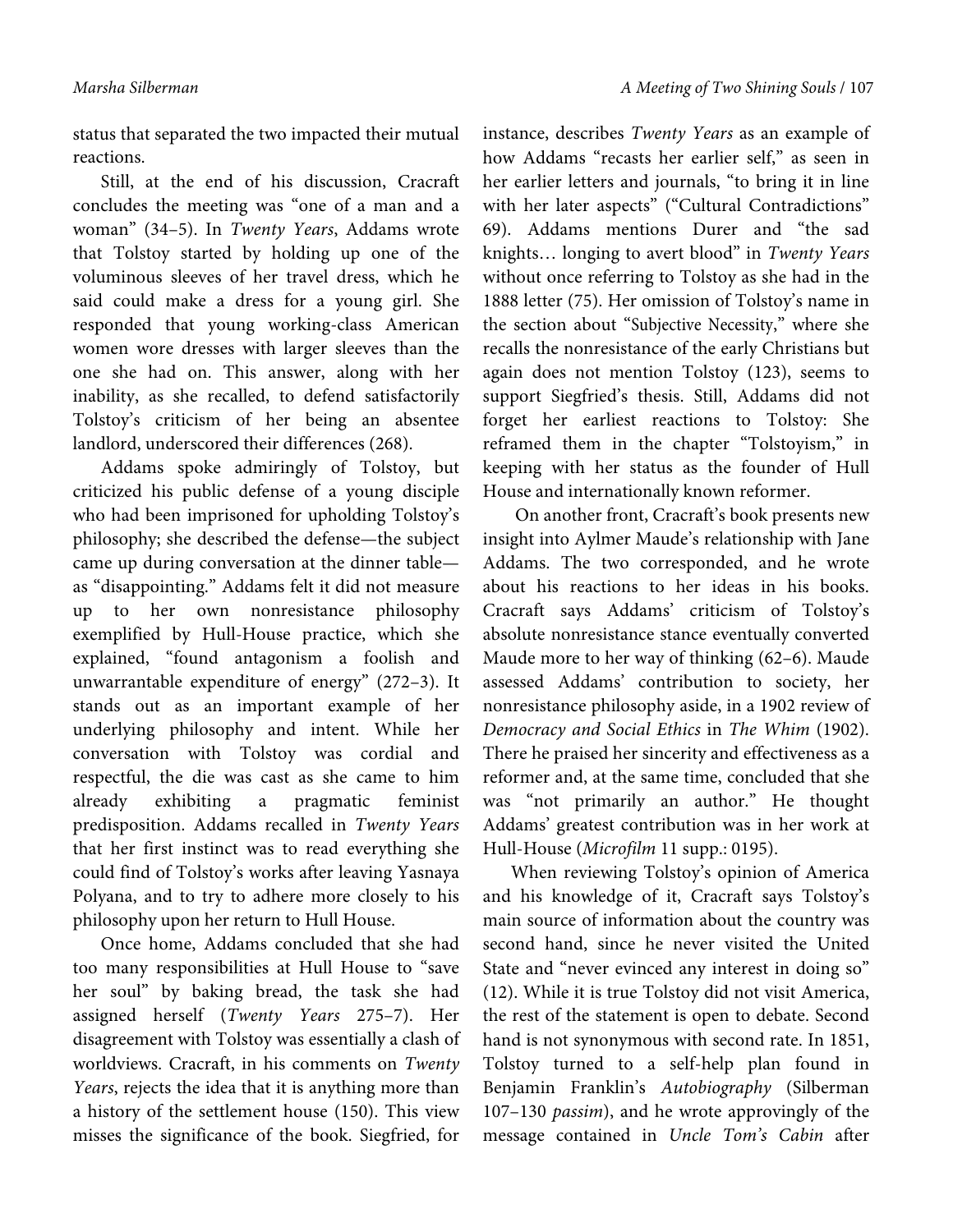status that separated the two impacted their mutual reactions.

Still, at the end of his discussion, Cracraft concludes the meeting was "one of a man and a woman" (34–5). In *Twenty Years*, Addams wrote that Tolstoy started by holding up one of the voluminous sleeves of her travel dress, which he said could make a dress for a young girl. She responded that young working-class American women wore dresses with larger sleeves than the one she had on. This answer, along with her inability, as she recalled, to defend satisfactorily Tolstoy's criticism of her being an absentee landlord, underscored their differences (268).

Addams spoke admiringly of Tolstoy, but criticized his public defense of a young disciple who had been imprisoned for upholding Tolstoy's philosophy; she described the defense—the subject came up during conversation at the dinner table—as "disappointing." Addams felt it did not measure up to her own nonresistance philosophy exemplified by Hull-House practice, which she explained, "found antagonism a foolish and unwarrantable expenditure of energy" (272–3). It stands out as an important example of her underlying philosophy and intent. While her conversation with Tolstoy was cordial and respectful, the die was cast as she came to him already exhibiting a pragmatic feminist predisposition. Addams recalled in *Twenty Years* that her first instinct was to read everything she could find of Tolstoy's works after leaving Yasnaya Polyana, and to try to adhere more closely to his philosophy upon her return to Hull House.

Once home, Addams concluded that she had too many responsibilities at Hull House to "save her soul" by baking bread, the task she had assigned herself (*Twenty Years* 275–7). Her disagreement with Tolstoy was essentially a clash of worldviews. Cracraft, in his comments on *Twenty Years*, rejects the idea that it is anything more than a history of the settlement house (150). This view misses the significance of the book. Siegfried, for instance, describes *Twenty Years* as an example of how Addams "recasts her earlier self," as seen in her earlier letters and journals, "to bring it in line with her later aspects" ("Cultural Contradictions" 69). Addams mentions Durer and "the sad knights… longing to avert blood" in *Twenty Years* without once referring to Tolstoy as she had in the 1888 letter (75). Her omission of Tolstoy's name in the section about "Subjective Necessity," where she recalls the nonresistance of the early Christians but again does not mention Tolstoy (123), seems to support Siegfried's thesis. Still, Addams did not forget her earliest reactions to Tolstoy: She reframed them in the chapter "Tolstoyism," in keeping with her status as the founder of Hull House and internationally known reformer.

On another front, Cracraft's book presents new insight into Aylmer Maude's relationship with Jane Addams. The two corresponded, and he wrote about his reactions to her ideas in his books. Cracraft says Addams' criticism of Tolstoy's absolute nonresistance stance eventually converted Maude more to her way of thinking (62–6). Maude assessed Addams' contribution to society, her nonresistance philosophy aside, in a 1902 review of *Democracy and Social Ethics* in *The Whim* (1902). There he praised her sincerity and effectiveness as a reformer and, at the same time, concluded that she was "not primarily an author." He thought Addams' greatest contribution was in her work at Hull-House (*Microfilm* 11 supp.: 0195).

When reviewing Tolstoy's opinion of America and his knowledge of it, Cracraft says Tolstoy's main source of information about the country was second hand, since he never visited the United State and "never evinced any interest in doing so" (12). While it is true Tolstoy did not visit America, the rest of the statement is open to debate. Second hand is not synonymous with second rate. In 1851, Tolstoy turned to a self-help plan found in Benjamin Franklin's *Autobiography* (Silberman 107–130 *passim*), and he wrote approvingly of the message contained in *Uncle Tom's Cabin* after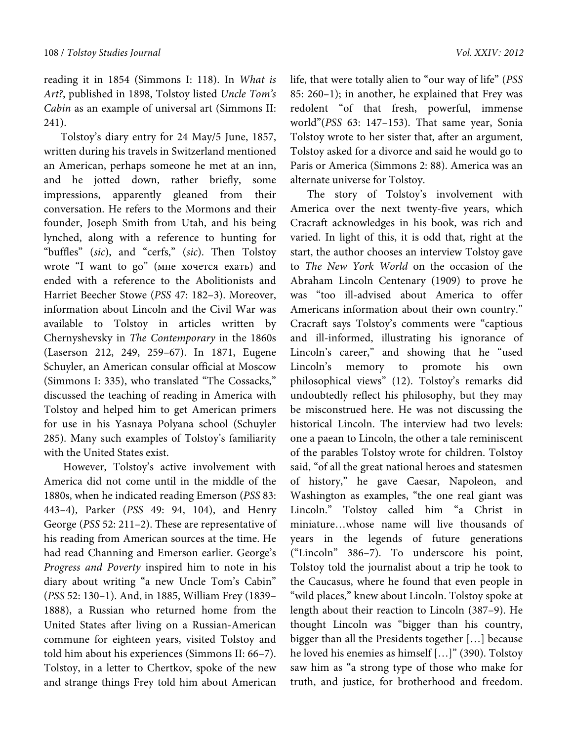reading it in 1854 (Simmons I: 118). In *What is Art?*, published in 1898, Tolstoy listed *Uncle Tom's Cabin* as an example of universal art (Simmons II: 241).

Tolstoy's diary entry for 24 May/5 June, 1857, written during his travels in Switzerland mentioned an American, perhaps someone he met at an inn, and he jotted down, rather briefly, some impressions, apparently gleaned from their conversation. He refers to the Mormons and their founder, Joseph Smith from Utah, and his being lynched, along with a reference to hunting for "buffles" (*sic*), and "cerfs," (*sic*). Then Tolstoy wrote "I want to go" (мне хочется ехать) and ended with a reference to the Abolitionists and Harriet Beecher Stowe (*PSS* 47: 182–3). Moreover, information about Lincoln and the Civil War was available to Tolstoy in articles written by Chernyshevsky in *The Contemporary* in the 1860s (Laserson 212, 249, 259–67). In 1871, Eugene Schuyler, an American consular official at Moscow (Simmons I: 335), who translated "The Cossacks," discussed the teaching of reading in America with Tolstoy and helped him to get American primers for use in his Yasnaya Polyana school (Schuyler 285). Many such examples of Tolstoy's familiarity with the United States exist.

However, Tolstoy's active involvement with America did not come until in the middle of the 1880s, when he indicated reading Emerson (*PSS* 83: 443–4), Parker (*PSS* 49: 94, 104), and Henry George (*PSS* 52: 211–2). These are representative of his reading from American sources at the time. He had read Channing and Emerson earlier. George's *Progress and Poverty* inspired him to note in his diary about writing "a new Uncle Tom's Cabin" (*PSS* 52: 130–1). And, in 1885, William Frey (1839–1888), a Russian who returned home from the United States after living on a Russian-American commune for eighteen years, visited Tolstoy and told him about his experiences (Simmons II: 66–7). Tolstoy, in a letter to Chertkov, spoke of the new and strange things Frey told him about American life, that were totally alien to "our way of life" (*PSS* 85: 260–1); in another, he explained that Frey was redolent "of that fresh, powerful, immense world"(*PSS* 63: 147–153). That same year, Sonia Tolstoy wrote to her sister that, after an argument, Tolstoy asked for a divorce and said he would go to Paris or America (Simmons 2: 88). America was an alternate universe for Tolstoy.

The story of Tolstoy's involvement with America over the next twenty-five years, which Cracraft acknowledges in his book, was rich and varied. In light of this, it is odd that, right at the start, the author chooses an interview Tolstoy gave to *The New York World* on the occasion of the Abraham Lincoln Centenary (1909) to prove he was "too ill-advised about America to offer Americans information about their own country." Cracraft says Tolstoy's comments were "captious and ill-informed, illustrating his ignorance of Lincoln's career," and showing that he "used Lincoln's memory to promote his own philosophical views" (12). Tolstoy's remarks did undoubtedly reflect his philosophy, but they may be misconstrued here. He was not discussing the historical Lincoln. The interview had two levels: one a paean to Lincoln, the other a tale reminiscent of the parables Tolstoy wrote for children. Tolstoy said, "of all the great national heroes and statesmen of history," he gave Caesar, Napoleon, and Washington as examples, "the one real giant was Lincoln." Tolstoy called him "a Christ in miniature…whose name will live thousands of years in the legends of future generations ("Lincoln" 386–7). To underscore his point, Tolstoy told the journalist about a trip he took to the Caucasus, where he found that even people in "wild places," knew about Lincoln. Tolstoy spoke at length about their reaction to Lincoln (387–9). He thought Lincoln was "bigger than his country, bigger than all the Presidents together […] because he loved his enemies as himself […]" (390). Tolstoy saw him as "a strong type of those who make for truth, and justice, for brotherhood and freedom.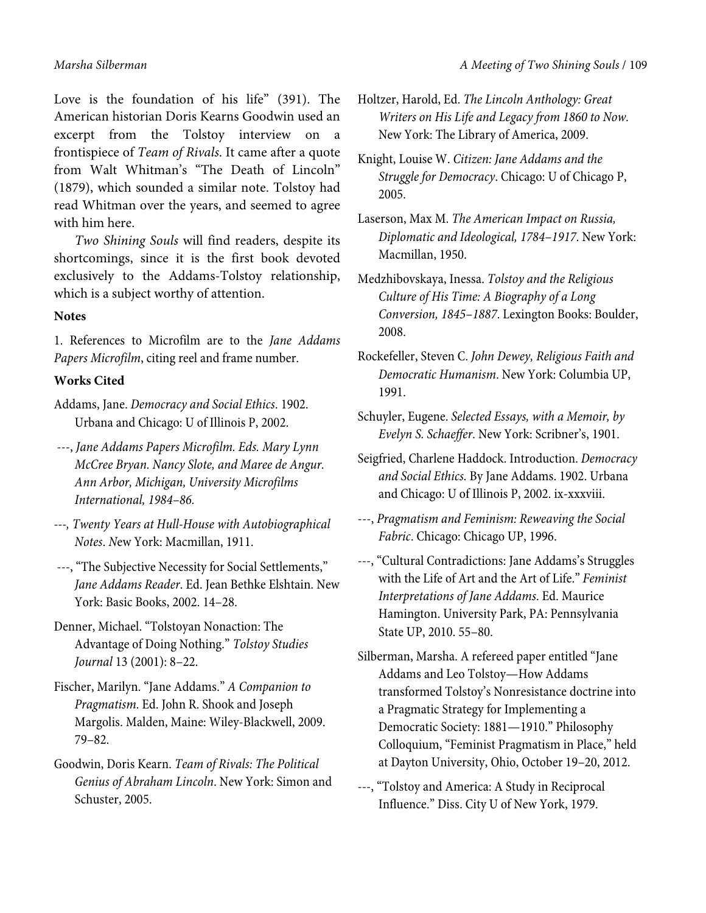Love is the foundation of his life" (391). The American historian Doris Kearns Goodwin used an excerpt from the Tolstoy interview on a frontispiece of *Team of Rivals*. It came after a quote from Walt Whitman's "The Death of Lincoln" (1879), which sounded a similar note. Tolstoy had read Whitman over the years, and seemed to agree with him here.

*Two Shining Souls* will find readers, despite its shortcomings, since it is the first book devoted exclusively to the Addams-Tolstoy relationship, which is a subject worthy of attention.

**Notes**

1. References to Microfilm are to the *Jane Addams Papers Microfilm*, citing reel and frame number.

**Works Cited**

Addams, Jane. *Democracy and Social Ethics*. 1902. Urbana and Chicago: U of Illinois P, 2002.

---, *Jane Addams Papers Microfilm. Eds. Mary Lynn McCree Bryan. Nancy Slote, and Maree de Angur. Ann Arbor, Michigan, University Microfilms International, 1984–86.*

---, *Twenty Years at Hull-House with Autobiographical Notes*. New York: Macmillan, 1911.

---, "The Subjective Necessity for Social Settlements," *Jane Addams Reader*. Ed. Jean Bethke Elshtain. New York: Basic Books, 2002. 14–28.

Denner, Michael. "Tolstoyan Nonaction: The Advantage of Doing Nothing." *Tolstoy Studies Journal* 13 (2001): 8–22.

Fischer, Marilyn. "Jane Addams." *A Companion to Pragmatism*. Ed. John R. Shook and Joseph Margolis. Malden, Maine: Wiley-Blackwell, 2009. 79–82.

Goodwin, Doris Kearn. *Team of Rivals: The Political Genius of Abraham Lincoln*. New York: Simon and Schuster, 2005.

Holtzer, Harold, Ed. *The Lincoln Anthology: Great Writers on His Life and Legacy from 1860 to Now*. New York: The Library of America, 2009.

Knight, Louise W. *Citizen: Jane Addams and the Struggle for Democracy*. Chicago: U of Chicago P, 2005.

Laserson, Max M. *The American Impact on Russia, Diplomatic and Ideological, 1784–1917*. New York: Macmillan, 1950.

Medzhibovskaya, Inessa. *Tolstoy and the Religious Culture of His Time: A Biography of a Long Conversion, 1845–1887*. Lexington Books: Boulder, 2008.

Rockefeller, Steven C. *John Dewey, Religious Faith and Democratic Humanism*. New York: Columbia UP, 1991.

Schuyler, Eugene. *Selected Essays, with a Memoir, by Evelyn S. Schaeffer*. New York: Scribner's, 1901.

Seigfried, Charlene Haddock. Introduction. *Democracy and Social Ethics.* By Jane Addams. 1902. Urbana and Chicago: U of Illinois P, 2002. ix-xxxviii.

---, *Pragmatism and Feminism: Reweaving the Social Fabric*. Chicago: Chicago UP, 1996.

---, "Cultural Contradictions: Jane Addams's Struggles with the Life of Art and the Art of Life." *Feminist Interpretations of Jane Addams*. Ed. Maurice Hamington. University Park, PA: Pennsylvania State UP, 2010. 55–80.

Silberman, Marsha. A refereed paper entitled "Jane Addams and Leo Tolstoy—How Addams transformed Tolstoy's Nonresistance doctrine into a Pragmatic Strategy for Implementing a Democratic Society: 1881—1910." Philosophy Colloquium, "Feminist Pragmatism in Place," held at Dayton University, Ohio, October 19–20, 2012.

---, "Tolstoy and America: A Study in Reciprocal Influence." Diss. City U of New York, 1979.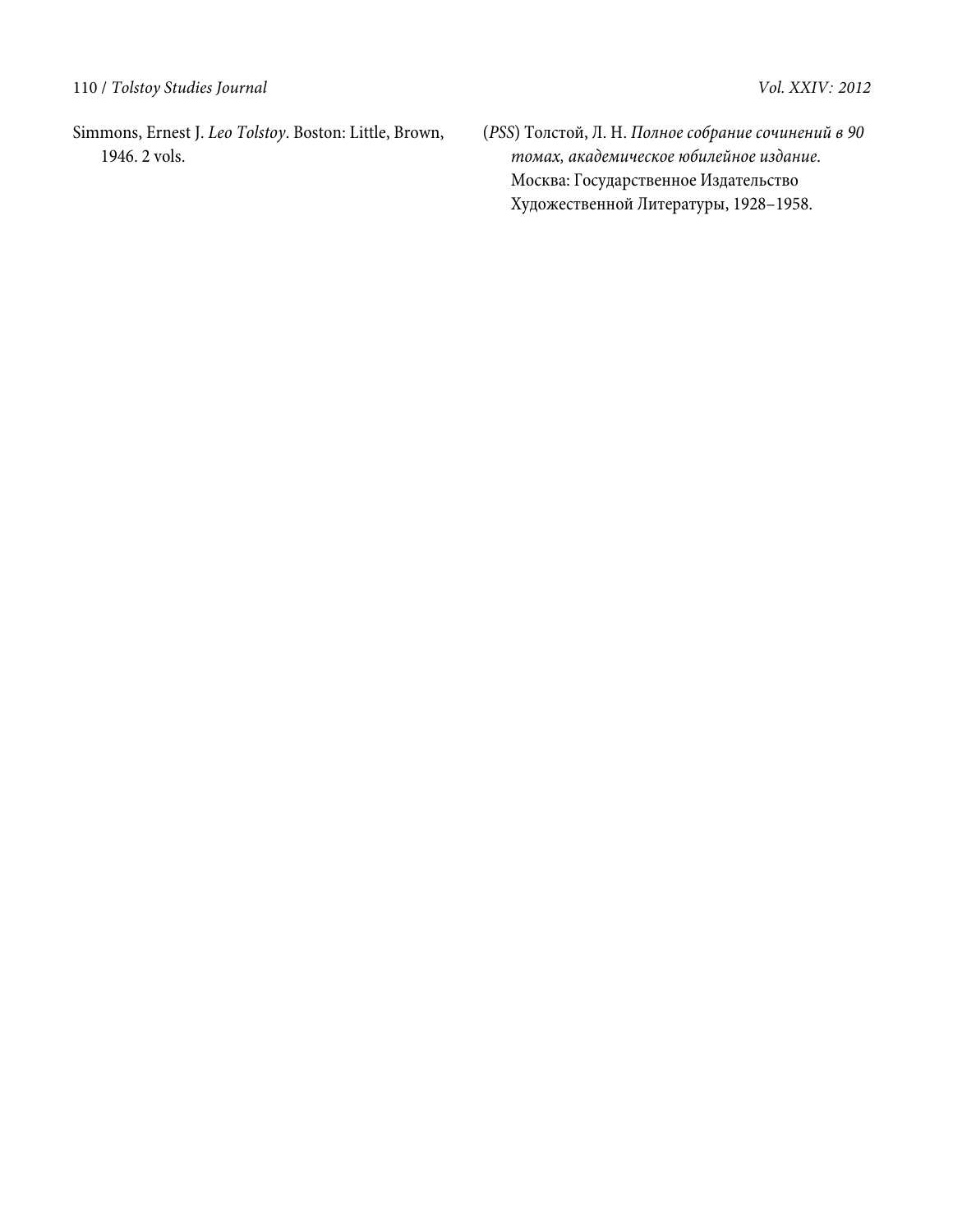Simmons, Ernest J. *Leo Tolstoy*. Boston: Little, Brown, 1946. 2 vols.

(*PSS*) Толстой, Л. Н. *Полное собрание сочинений в 90 томах, академическое юбилейное издание*. Москва: Государственное Издательство Художественной Литературы, 1928–1958.